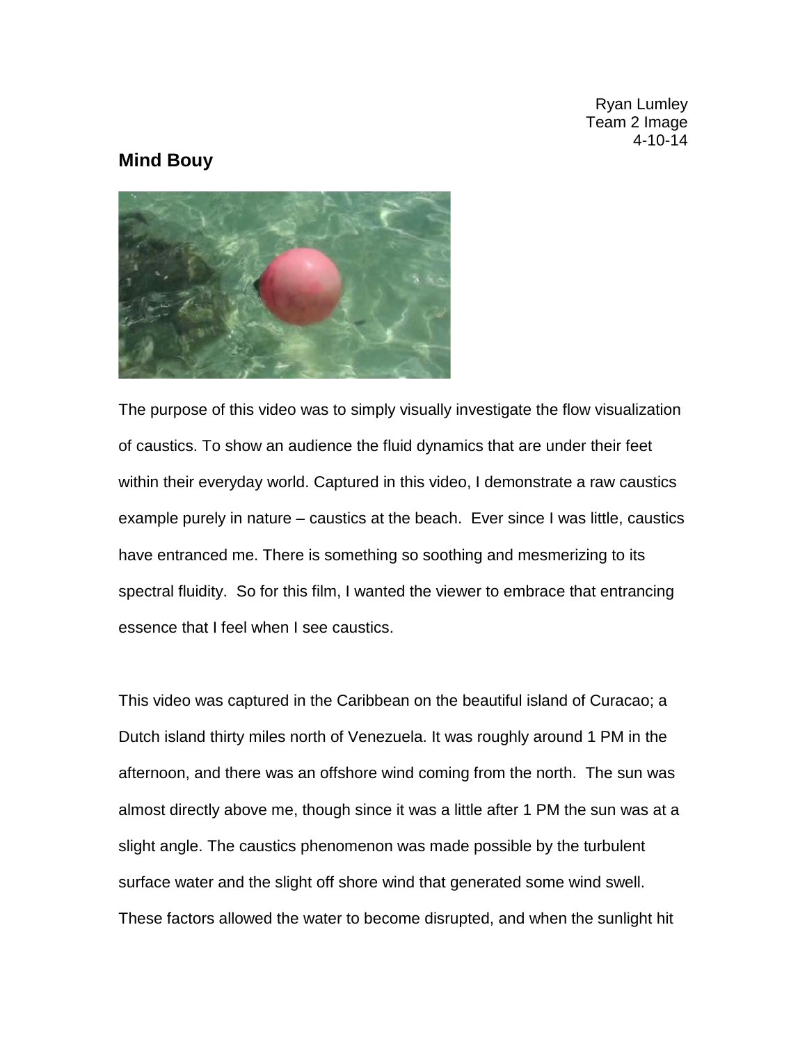Ryan Lumley
Team 2 Image
4-10-14

## Mind Bouy

The purpose of this video was to simply visually investigate the flow visualization of caustics. To show an audience the fluid dynamics that are under their feet within their everyday world. Captured in this video, I demonstrate a raw caustics example purely in nature – caustics at the beach. Ever since I was little, caustics have entranced me. There is something so soothing and mesmerizing to its spectral fluidity. So for this film, I wanted the viewer to embrace that entrancing essence that I feel when I see caustics.

This video was captured in the Caribbean on the beautiful island of Curacao; a Dutch island thirty miles north of Venezuela. It was roughly around 1 PM in the afternoon, and there was an offshore wind coming from the north. The sun was almost directly above me, though since it was a little after 1 PM the sun was at a slight angle. The caustics phenomenon was made possible by the turbulent surface water and the slight off shore wind that generated some wind swell. These factors allowed the water to become disrupted, and when the sunlight hit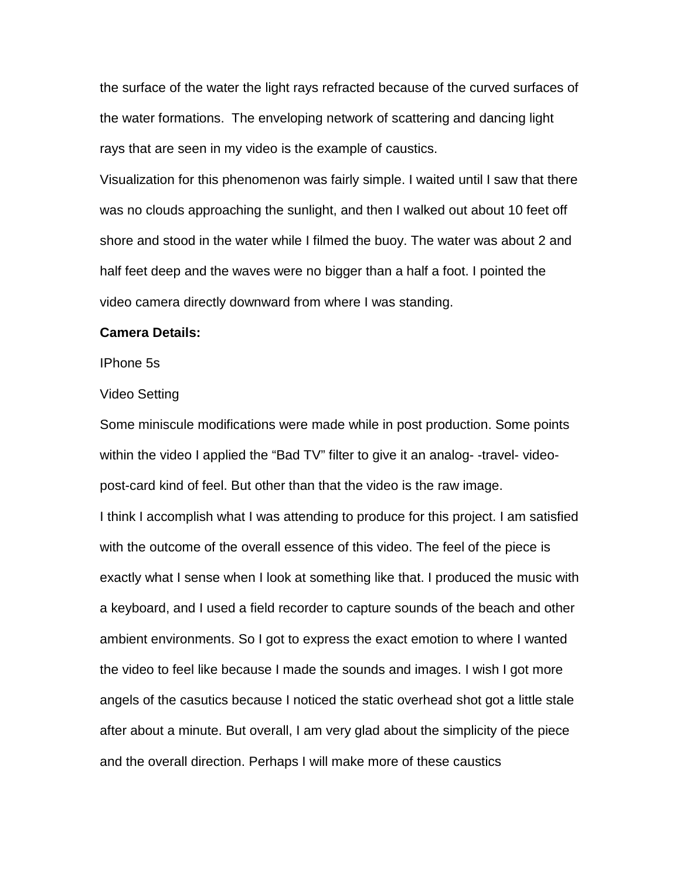the surface of the water the light rays refracted because of the curved surfaces of the water formations. The enveloping network of scattering and dancing light rays that are seen in my video is the example of caustics.

Visualization for this phenomenon was fairly simple. I waited until I saw that there was no clouds approaching the sunlight, and then I walked out about 10 feet off shore and stood in the water while I filmed the buoy. The water was about 2 and half feet deep and the waves were no bigger than a half a foot. I pointed the video camera directly downward from where I was standing.

**Camera Details:**

IPhone 5s

Video Setting

Some miniscule modifications were made while in post production. Some points within the video I applied the "Bad TV" filter to give it an analog- -travel- video-post-card kind of feel. But other than that the video is the raw image.

I think I accomplish what I was attending to produce for this project. I am satisfied with the outcome of the overall essence of this video. The feel of the piece is exactly what I sense when I look at something like that. I produced the music with a keyboard, and I used a field recorder to capture sounds of the beach and other ambient environments. So I got to express the exact emotion to where I wanted the video to feel like because I made the sounds and images. I wish I got more angels of the casutics because I noticed the static overhead shot got a little stale after about a minute. But overall, I am very glad about the simplicity of the piece and the overall direction. Perhaps I will make more of these caustics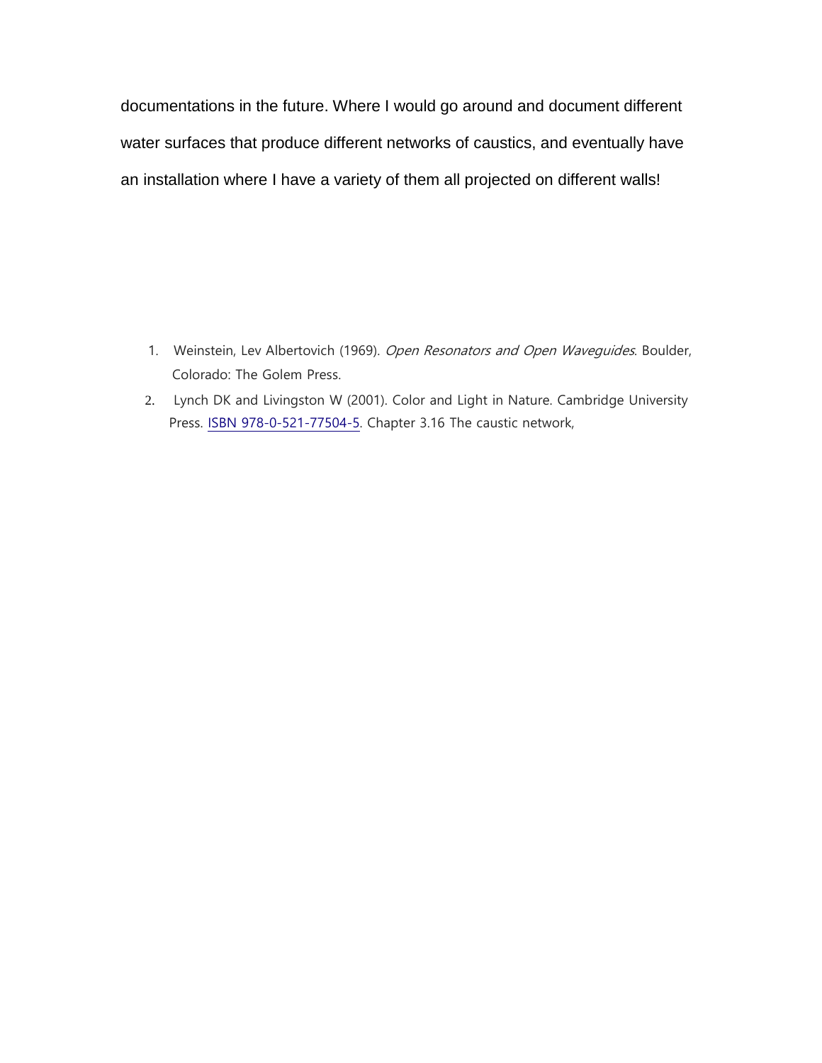documentations in the future. Where I would go around and document different water surfaces that produce different networks of caustics, and eventually have an installation where I have a variety of them all projected on different walls!

1. Weinstein, Lev Albertovich (1969). *Open Resonators and Open Waveguides*. Boulder, Colorado: The Golem Press.
2. Lynch DK and Livingston W (2001). Color and Light in Nature. Cambridge University Press. [ISBN 978-0-521-77504-5](). Chapter 3.16 The caustic network,